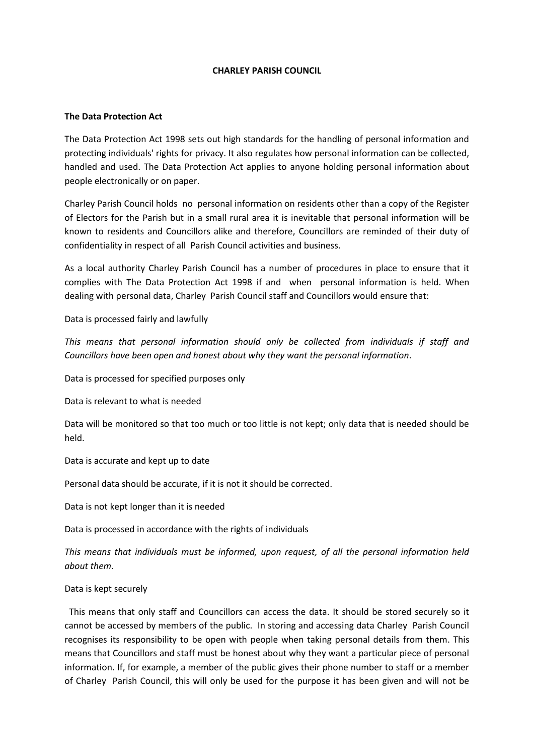**CHARLEY PARISH COUNCIL**

**The Data Protection Act**

The Data Protection Act 1998 sets out high standards for the handling of personal information and protecting individuals' rights for privacy. It also regulates how personal information can be collected, handled and used. The Data Protection Act applies to anyone holding personal information about people electronically or on paper.

Charley Parish Council holds no personal information on residents other than a copy of the Register of Electors for the Parish but in a small rural area it is inevitable that personal information will be known to residents and Councillors alike and therefore, Councillors are reminded of their duty of confidentiality in respect of all Parish Council activities and business.

As a local authority Charley Parish Council has a number of procedures in place to ensure that it complies with The Data Protection Act 1998 if and when personal information is held. When dealing with personal data, Charley Parish Council staff and Councillors would ensure that:

Data is processed fairly and lawfully

*This means that personal information should only be collected from individuals if staff and Councillors have been open and honest about why they want the personal information*.

Data is processed for specified purposes only

Data is relevant to what is needed

Data will be monitored so that too much or too little is not kept; only data that is needed should be held.

Data is accurate and kept up to date

Personal data should be accurate, if it is not it should be corrected.

Data is not kept longer than it is needed

Data is processed in accordance with the rights of individuals

*This means that individuals must be informed, upon request, of all the personal information held about them.*

Data is kept securely

This means that only staff and Councillors can access the data. It should be stored securely so it cannot be accessed by members of the public. In storing and accessing data Charley Parish Council recognises its responsibility to be open with people when taking personal details from them. This means that Councillors and staff must be honest about why they want a particular piece of personal information. If, for example, a member of the public gives their phone number to staff or a member of Charley Parish Council, this will only be used for the purpose it has been given and will not be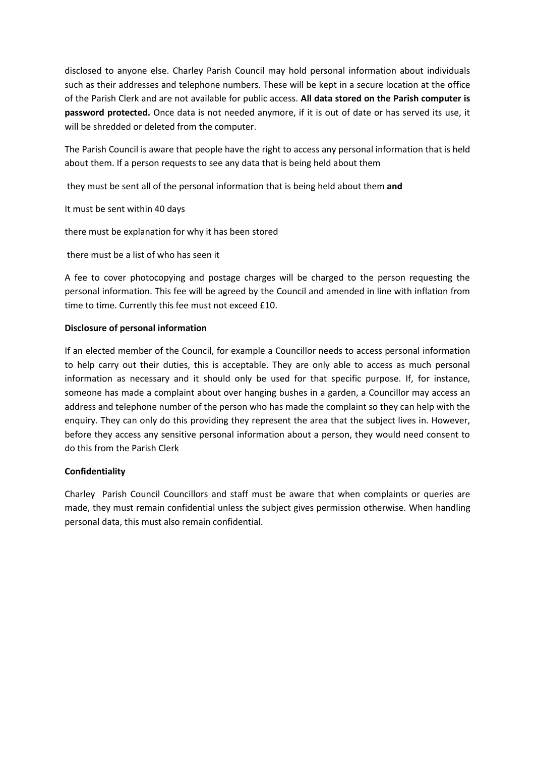disclosed to anyone else. Charley Parish Council may hold personal information about individuals such as their addresses and telephone numbers. These will be kept in a secure location at the office of the Parish Clerk and are not available for public access. **All data stored on the Parish computer is password protected.** Once data is not needed anymore, if it is out of date or has served its use, it will be shredded or deleted from the computer.

The Parish Council is aware that people have the right to access any personal information that is held about them. If a person requests to see any data that is being held about them

they must be sent all of the personal information that is being held about them **and**

It must be sent within 40 days

there must be explanation for why it has been stored

there must be a list of who has seen it

A fee to cover photocopying and postage charges will be charged to the person requesting the personal information. This fee will be agreed by the Council and amended in line with inflation from time to time. Currently this fee must not exceed £10.

**Disclosure of personal information**

If an elected member of the Council, for example a Councillor needs to access personal information to help carry out their duties, this is acceptable. They are only able to access as much personal information as necessary and it should only be used for that specific purpose. If, for instance, someone has made a complaint about over hanging bushes in a garden, a Councillor may access an address and telephone number of the person who has made the complaint so they can help with the enquiry. They can only do this providing they represent the area that the subject lives in. However, before they access any sensitive personal information about a person, they would need consent to do this from the Parish Clerk

**Confidentiality**

Charley Parish Council Councillors and staff must be aware that when complaints or queries are made, they must remain confidential unless the subject gives permission otherwise. When handling personal data, this must also remain confidential.